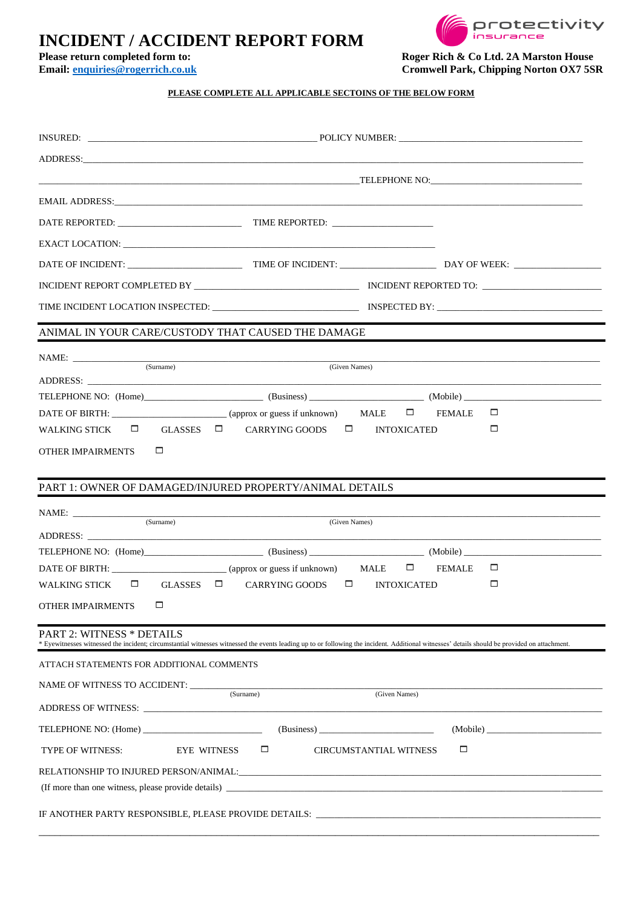# INCIDENT / ACCIDENT REPORT FORM

protectivity insurance

**Please return completed form to:**
**Email: [enquiries@rogerrich.co.uk](mailto:enquiries@rogerrich.co.uk)**

**Roger Rich & Co Ltd. 2A Marston House**
**Cromwell Park, Chipping Norton OX7 5SR**

**PLEASE COMPLETE ALL APPLICABLE SECTOINS OF THE BELOW FORM**

INSURED: ______________________________ POLICY NUMBER: ______________________________

ADDRESS: ____________________________________________________________

______________________________ TELEPHONE NO: ______________________________

EMAIL ADDRESS: ____________________________________________________________

DATE REPORTED: ____________________ TIME REPORTED: ____________________

EXACT LOCATION: ____________________________________________________________

DATE OF INCIDENT: ____________________ TIME OF INCIDENT: ____________________ DAY OF WEEK: ____________________

INCIDENT REPORT COMPLETED BY ______________________________ INCIDENT REPORTED TO: ______________________________

TIME INCIDENT LOCATION INSPECTED: ______________________________ INSPECTED BY: ______________________________

## ANIMAL IN YOUR CARE/CUSTODY THAT CAUSED THE DAMAGE

NAME: ______________________________ (Surname) ______________________________ (Given Names)

ADDRESS: ____________________________________________________________

TELEPHONE NO: (Home) ____________________ (Business) ____________________ (Mobile) ____________________

DATE OF BIRTH: ____________________ (approx or guess if unknown) MALE ☐ FEMALE ☐

WALKING STICK ☐ GLASSES ☐ CARRYING GOODS ☐ INTOXICATED ☐

OTHER IMPAIRMENTS ☐

## PART 1: OWNER OF DAMAGED/INJURED PROPERTY/ANIMAL DETAILS

NAME: ______________________________ (Surname) ______________________________ (Given Names)

ADDRESS: ____________________________________________________________

TELEPHONE NO: (Home) ____________________ (Business) ____________________ (Mobile) ____________________

DATE OF BIRTH: ____________________ (approx or guess if unknown) MALE ☐ FEMALE ☐

WALKING STICK ☐ GLASSES ☐ CARRYING GOODS ☐ INTOXICATED ☐

OTHER IMPAIRMENTS ☐

## PART 2: WITNESS * DETAILS

* Eyewitnesses witnessed the incident; circumstantial witnesses witnessed the events leading up to or following the incident. Additional witnesses' details should be provided on attachment.

ATTACH STATEMENTS FOR ADDITIONAL COMMENTS

NAME OF WITNESS TO ACCIDENT: ______________________________ (Surname) ______________________________ (Given Names)

ADDRESS OF WITNESS: ____________________________________________________________

TELEPHONE NO: (Home) ____________________ (Business) ____________________ (Mobile) ____________________

TYPE OF WITNESS: EYE WITNESS ☐ CIRCUMSTANTIAL WITNESS ☐

RELATIONSHIP TO INJURED PERSON/ANIMAL: ____________________________________________________________

(If more than one witness, please provide details) ____________________________________________________________

IF ANOTHER PARTY RESPONSIBLE, PLEASE PROVIDE DETAILS: ____________________________________________________________

____________________________________________________________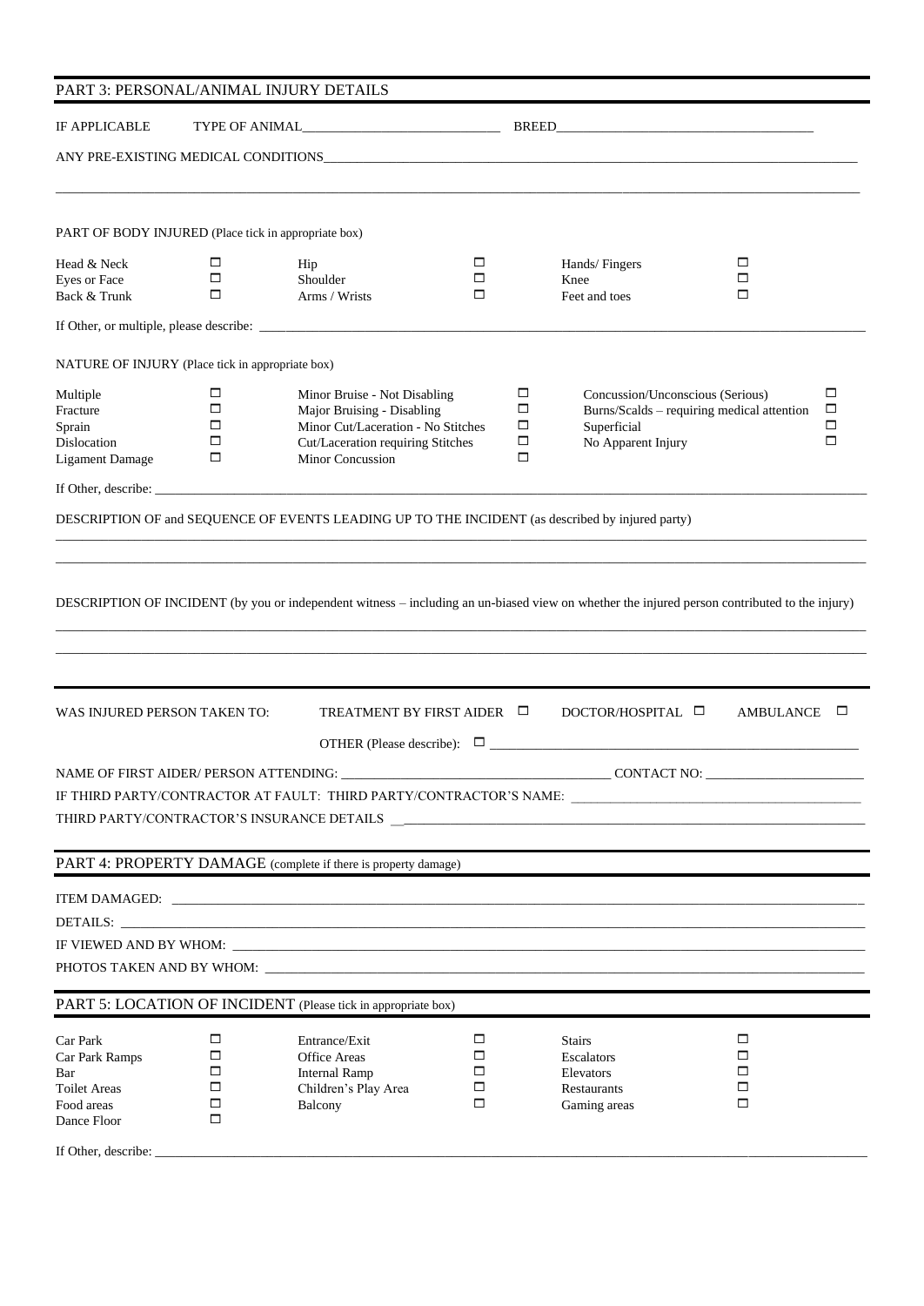## PART 3: PERSONAL/ANIMAL INJURY DETAILS

IF APPLICABLE TYPE OF ANIMAL______________________________ BREED________________________________________

ANY PRE-EXISTING MEDICAL CONDITIONS______________________________________________________________________________________

__________________________________________________________________________________________________________________________

PART OF BODY INJURED (Place tick in appropriate box)

| | | | | | |
|---|---|---|---|---|---|
| Head & Neck | ☐ | Hip | ☐ | Hands/ Fingers | ☐ |
| Eyes or Face | ☐ | Shoulder | ☐ | Knee | ☐ |
| Back & Trunk | ☐ | Arms / Wrists | ☐ | Feet and toes | ☐ |

If Other, or multiple, please describe: ______________________________________________________________________________

NATURE OF INJURY (Place tick in appropriate box)

| | | | | | |
|---|---|---|---|---|---|
| Multiple | ☐ | Minor Bruise - Not Disabling | ☐ | Concussion/Unconscious (Serious) | ☐ |
| Fracture | ☐ | Major Bruising - Disabling | ☐ | Burns/Scalds – requiring medical attention | ☐ |
| Sprain | ☐ | Minor Cut/Laceration - No Stitches | ☐ | Superficial | ☐ |
| Dislocation | ☐ | Cut/Laceration requiring Stitches | ☐ | No Apparent Injury | ☐ |
| Ligament Damage | ☐ | Minor Concussion | ☐ | | |

If Other, describe: ____________________________________________________________________________________________________

DESCRIPTION OF and SEQUENCE OF EVENTS LEADING UP TO THE INCIDENT (as described by injured party)

__________________________________________________________________________________________________________________________

__________________________________________________________________________________________________________________________

DESCRIPTION OF INCIDENT (by you or independent witness – including an un-biased view on whether the injured person contributed to the injury)

__________________________________________________________________________________________________________________________

__________________________________________________________________________________________________________________________

WAS INJURED PERSON TAKEN TO: TREATMENT BY FIRST AIDER ☐ DOCTOR/HOSPITAL ☐ AMBULANCE ☐

OTHER (Please describe): ☐ ________________________________________________________

NAME OF FIRST AIDER/ PERSON ATTENDING: ________________________________________ CONTACT NO: ________________________

IF THIRD PARTY/CONTRACTOR AT FAULT: THIRD PARTY/CONTRACTOR'S NAME: ___________________________________________

THIRD PARTY/CONTRACTOR'S INSURANCE DETAILS ___________________________________________________________________________

## PART 4: PROPERTY DAMAGE (complete if there is property damage)

ITEM DAMAGED: __________________________________________________________________________________________________________

DETAILS: _______________________________________________________________________________________________________________

IF VIEWED AND BY WHOM: ________________________________________________________________________________________________

PHOTOS TAKEN AND BY WHOM: _____________________________________________________________________________________________

## PART 5: LOCATION OF INCIDENT (Please tick in appropriate box)

| | | | | | |
|---|---|---|---|---|---|
| Car Park | ☐ | Entrance/Exit | ☐ | Stairs | ☐ |
| Car Park Ramps | ☐ | Office Areas | ☐ | Escalators | ☐ |
| Bar | ☐ | Internal Ramp | ☐ | Elevators | ☐ |
| Toilet Areas | ☐ | Children's Play Area | ☐ | Restaurants | ☐ |
| Food areas | ☐ | Balcony | ☐ | Gaming areas | ☐ |
| Dance Floor | ☐ | | | | |

If Other, describe: ____________________________________________________________________________________________________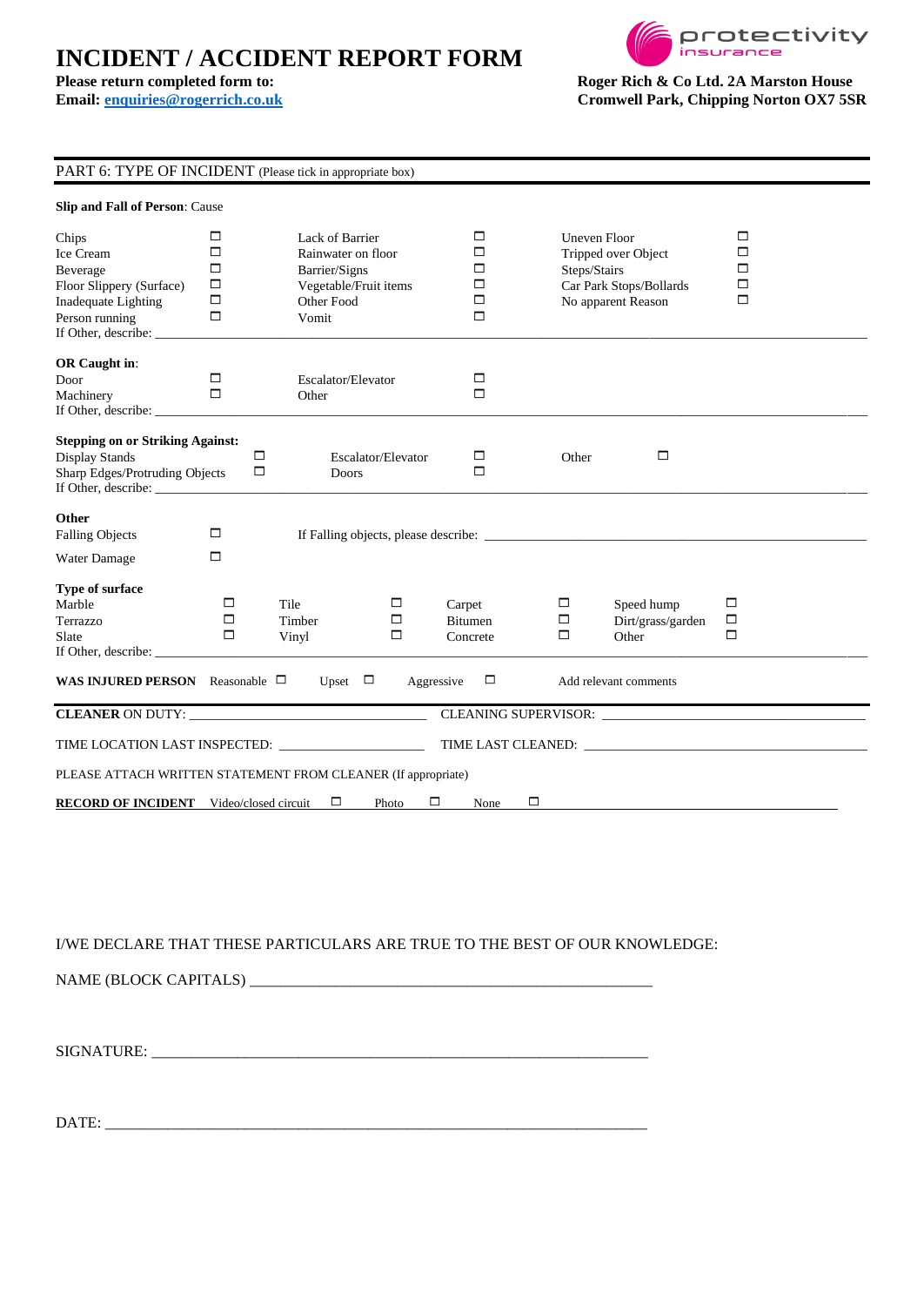# INCIDENT / ACCIDENT REPORT FORM

**Please return completed form to:**
**Email: enquiries@rogerrich.co.uk**

protectivity insurance

**Roger Rich & Co Ltd. 2A Marston House**
**Cromwell Park, Chipping Norton OX7 5SR**

PART 6: TYPE OF INCIDENT (Please tick in appropriate box)

**Slip and Fall of Person**: Cause

| | | | | | |
|---|---|---|---|---|---|
| Chips | ☐ | Lack of Barrier | ☐ | Uneven Floor | ☐ |
| Ice Cream | ☐ | Rainwater on floor | ☐ | Tripped over Object | ☐ |
| Beverage | ☐ | Barrier/Signs | ☐ | Steps/Stairs | ☐ |
| Floor Slippery (Surface) | ☐ | Vegetable/Fruit items | ☐ | Car Park Stops/Bollards | ☐ |
| Inadequate Lighting | ☐ | Other Food | ☐ | No apparent Reason | ☐ |
| Person running | ☐ | Vomit | ☐ | | |

If Other, describe: ____________________

**OR Caught in**:

| | | | |
|---|---|---|---|
| Door | ☐ | Escalator/Elevator | ☐ |
| Machinery | ☐ | Other | ☐ |

If Other, describe: ____________________

**Stepping on or Striking Against:**

| | | | | | |
|---|---|---|---|---|---|
| Display Stands | ☐ | Escalator/Elevator | ☐ | Other | ☐ |
| Sharp Edges/Protruding Objects | ☐ | Doors | ☐ | | |

If Other, describe: ____________________

**Other**

Falling Objects ☐ If Falling objects, please describe: ____________________

Water Damage ☐

**Type of surface**

| | | | | | | | |
|---|---|---|---|---|---|---|---|
| Marble | ☐ | Tile | ☐ | Carpet | ☐ | Speed hump | ☐ |
| Terrazzo | ☐ | Timber | ☐ | Bitumen | ☐ | Dirt/grass/garden | ☐ |
| Slate | ☐ | Vinyl | ☐ | Concrete | ☐ | Other | ☐ |

If Other, describe: ____________________

**WAS INJURED PERSON** Reasonable ☐ Upset ☐ Aggressive ☐ Add relevant comments

**CLEANER** ON DUTY: ____________________ CLEANING SUPERVISOR: ____________________

TIME LOCATION LAST INSPECTED: ____________________ TIME LAST CLEANED: ____________________

PLEASE ATTACH WRITTEN STATEMENT FROM CLEANER (If appropriate)

**RECORD OF INCIDENT** Video/closed circuit ☐ Photo ☐ None ☐

I/WE DECLARE THAT THESE PARTICULARS ARE TRUE TO THE BEST OF OUR KNOWLEDGE:

NAME (BLOCK CAPITALS) ____________________

SIGNATURE: ____________________

DATE: ____________________